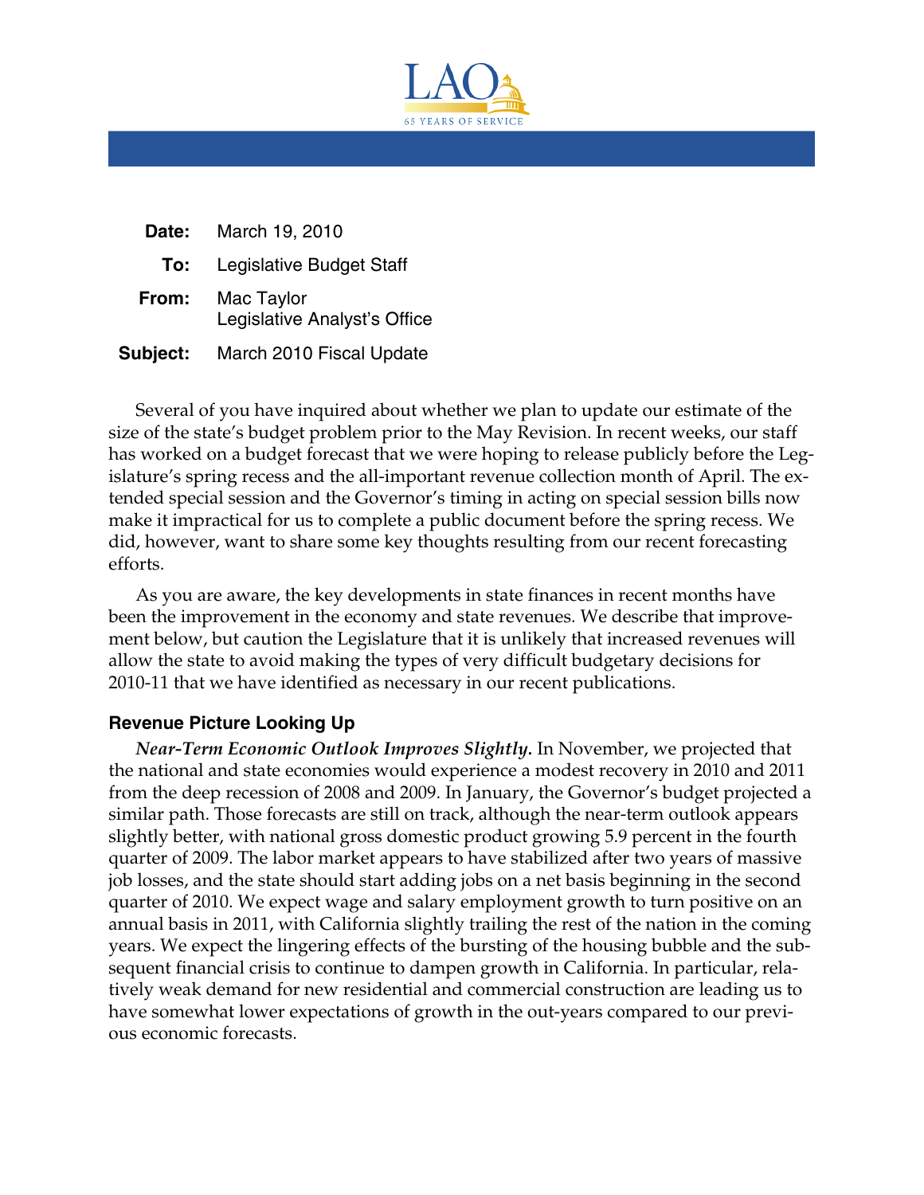LAO
65 YEARS OF SERVICE

| | |
|---|---|
| **Date:** | March 19, 2010 |
| **To:** | Legislative Budget Staff |
| **From:** | Mac Taylor<br>Legislative Analyst's Office |
| **Subject:** | March 2010 Fiscal Update |

Several of you have inquired about whether we plan to update our estimate of the size of the state's budget problem prior to the May Revision. In recent weeks, our staff has worked on a budget forecast that we were hoping to release publicly before the Legislature's spring recess and the all-important revenue collection month of April. The extended special session and the Governor's timing in acting on special session bills now make it impractical for us to complete a public document before the spring recess. We did, however, want to share some key thoughts resulting from our recent forecasting efforts.

As you are aware, the key developments in state finances in recent months have been the improvement in the economy and state revenues. We describe that improvement below, but caution the Legislature that it is unlikely that increased revenues will allow the state to avoid making the types of very difficult budgetary decisions for 2010-11 that we have identified as necessary in our recent publications.

## Revenue Picture Looking Up

***Near-Term Economic Outlook Improves Slightly.*** In November, we projected that the national and state economies would experience a modest recovery in 2010 and 2011 from the deep recession of 2008 and 2009. In January, the Governor's budget projected a similar path. Those forecasts are still on track, although the near-term outlook appears slightly better, with national gross domestic product growing 5.9 percent in the fourth quarter of 2009. The labor market appears to have stabilized after two years of massive job losses, and the state should start adding jobs on a net basis beginning in the second quarter of 2010. We expect wage and salary employment growth to turn positive on an annual basis in 2011, with California slightly trailing the rest of the nation in the coming years. We expect the lingering effects of the bursting of the housing bubble and the subsequent financial crisis to continue to dampen growth in California. In particular, relatively weak demand for new residential and commercial construction are leading us to have somewhat lower expectations of growth in the out-years compared to our previous economic forecasts.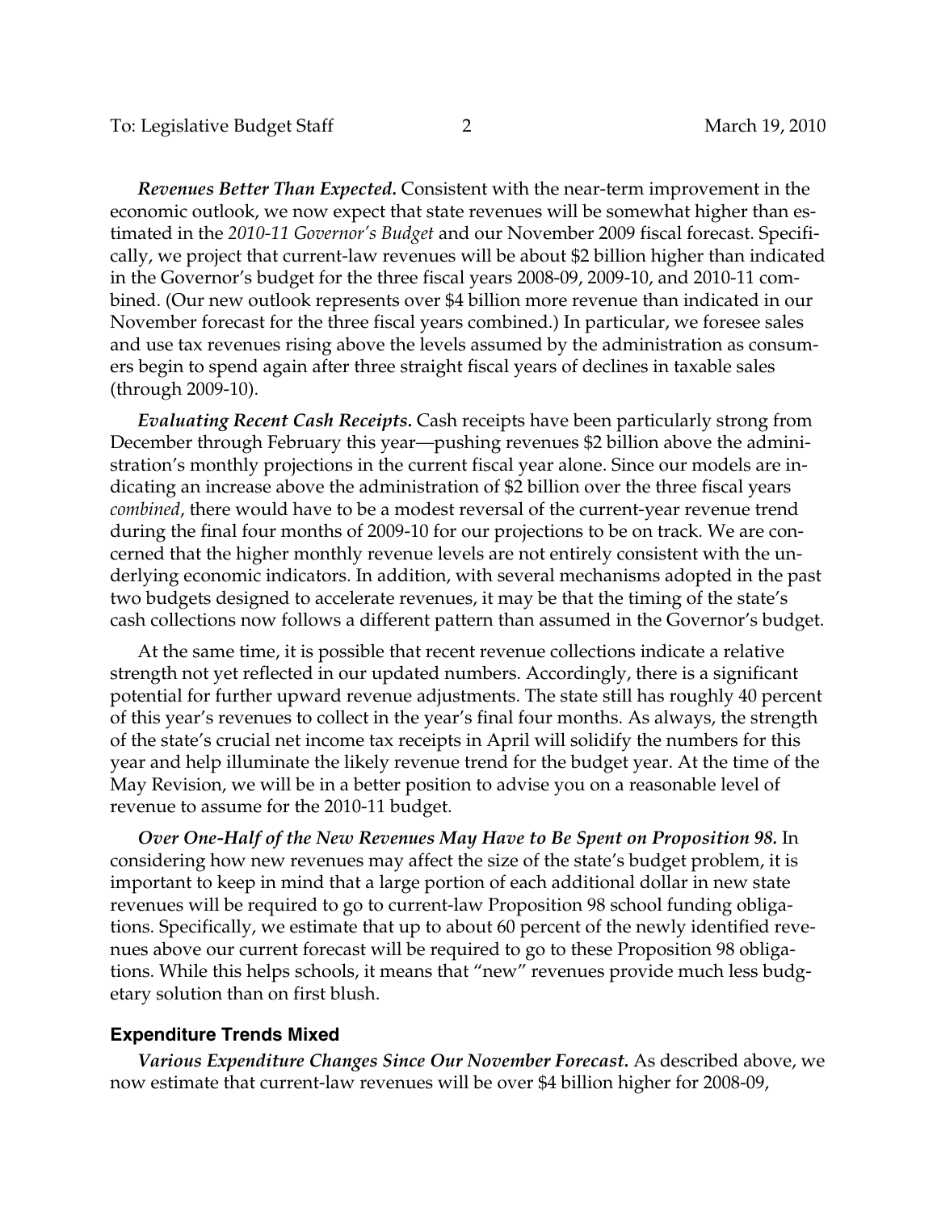***Revenues Better Than Expected.*** Consistent with the near-term improvement in the economic outlook, we now expect that state revenues will be somewhat higher than estimated in the *2010-11 Governor's Budget* and our November 2009 fiscal forecast. Specifically, we project that current-law revenues will be about $2 billion higher than indicated in the Governor's budget for the three fiscal years 2008-09, 2009-10, and 2010-11 combined. (Our new outlook represents over $4 billion more revenue than indicated in our November forecast for the three fiscal years combined.) In particular, we foresee sales and use tax revenues rising above the levels assumed by the administration as consumers begin to spend again after three straight fiscal years of declines in taxable sales (through 2009-10).

***Evaluating Recent Cash Receipts.*** Cash receipts have been particularly strong from December through February this year—pushing revenues $2 billion above the administration's monthly projections in the current fiscal year alone. Since our models are indicating an increase above the administration of $2 billion over the three fiscal years *combined*, there would have to be a modest reversal of the current-year revenue trend during the final four months of 2009-10 for our projections to be on track. We are concerned that the higher monthly revenue levels are not entirely consistent with the underlying economic indicators. In addition, with several mechanisms adopted in the past two budgets designed to accelerate revenues, it may be that the timing of the state's cash collections now follows a different pattern than assumed in the Governor's budget.

At the same time, it is possible that recent revenue collections indicate a relative strength not yet reflected in our updated numbers. Accordingly, there is a significant potential for further upward revenue adjustments. The state still has roughly 40 percent of this year's revenues to collect in the year's final four months. As always, the strength of the state's crucial net income tax receipts in April will solidify the numbers for this year and help illuminate the likely revenue trend for the budget year. At the time of the May Revision, we will be in a better position to advise you on a reasonable level of revenue to assume for the 2010-11 budget.

***Over One-Half of the New Revenues May Have to Be Spent on Proposition 98.*** In considering how new revenues may affect the size of the state's budget problem, it is important to keep in mind that a large portion of each additional dollar in new state revenues will be required to go to current-law Proposition 98 school funding obligations. Specifically, we estimate that up to about 60 percent of the newly identified revenues above our current forecast will be required to go to these Proposition 98 obligations. While this helps schools, it means that "new" revenues provide much less budgetary solution than on first blush.

## Expenditure Trends Mixed

***Various Expenditure Changes Since Our November Forecast.*** As described above, we now estimate that current-law revenues will be over $4 billion higher for 2008-09,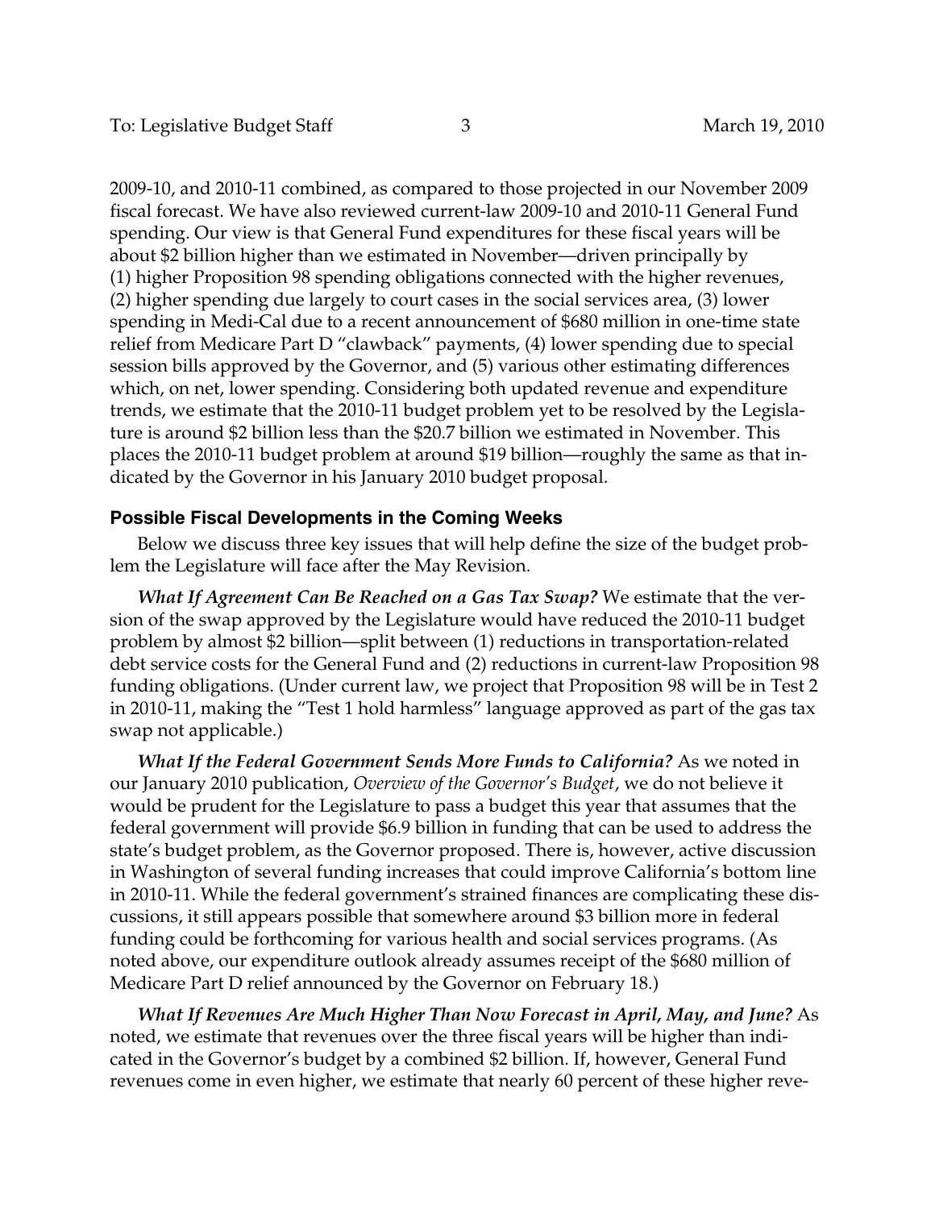2009-10, and 2010-11 combined, as compared to those projected in our November 2009 fiscal forecast. We have also reviewed current-law 2009-10 and 2010-11 General Fund spending. Our view is that General Fund expenditures for these fiscal years will be about $2 billion higher than we estimated in November—driven principally by (1) higher Proposition 98 spending obligations connected with the higher revenues, (2) higher spending due largely to court cases in the social services area, (3) lower spending in Medi-Cal due to a recent announcement of $680 million in one-time state relief from Medicare Part D "clawback" payments, (4) lower spending due to special session bills approved by the Governor, and (5) various other estimating differences which, on net, lower spending. Considering both updated revenue and expenditure trends, we estimate that the 2010-11 budget problem yet to be resolved by the Legislature is around $2 billion less than the $20.7 billion we estimated in November. This places the 2010-11 budget problem at around $19 billion—roughly the same as that indicated by the Governor in his January 2010 budget proposal.

## Possible Fiscal Developments in the Coming Weeks

Below we discuss three key issues that will help define the size of the budget problem the Legislature will face after the May Revision.

***What If Agreement Can Be Reached on a Gas Tax Swap?*** We estimate that the version of the swap approved by the Legislature would have reduced the 2010-11 budget problem by almost $2 billion—split between (1) reductions in transportation-related debt service costs for the General Fund and (2) reductions in current-law Proposition 98 funding obligations. (Under current law, we project that Proposition 98 will be in Test 2 in 2010-11, making the "Test 1 hold harmless" language approved as part of the gas tax swap not applicable.)

***What If the Federal Government Sends More Funds to California?*** As we noted in our January 2010 publication, *Overview of the Governor's Budget*, we do not believe it would be prudent for the Legislature to pass a budget this year that assumes that the federal government will provide $6.9 billion in funding that can be used to address the state's budget problem, as the Governor proposed. There is, however, active discussion in Washington of several funding increases that could improve California's bottom line in 2010-11. While the federal government's strained finances are complicating these discussions, it still appears possible that somewhere around $3 billion more in federal funding could be forthcoming for various health and social services programs. (As noted above, our expenditure outlook already assumes receipt of the $680 million of Medicare Part D relief announced by the Governor on February 18.)

***What If Revenues Are Much Higher Than Now Forecast in April, May, and June?*** As noted, we estimate that revenues over the three fiscal years will be higher than indicated in the Governor's budget by a combined $2 billion. If, however, General Fund revenues come in even higher, we estimate that nearly 60 percent of these higher reve-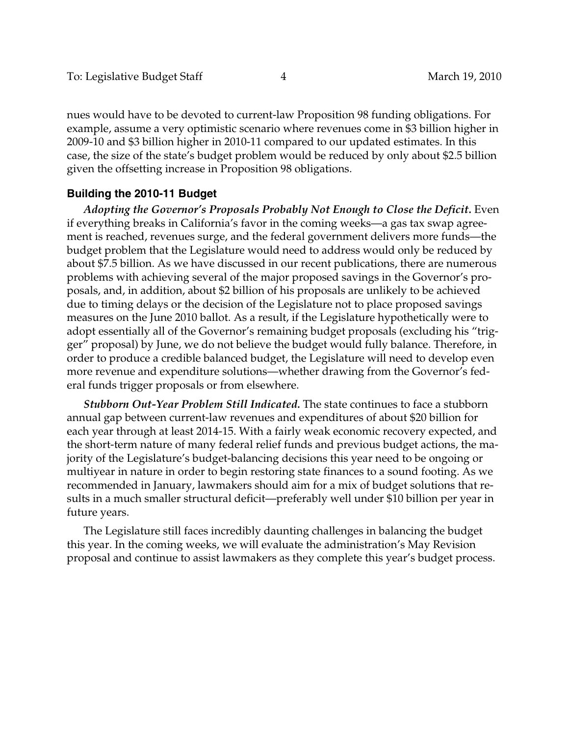nues would have to be devoted to current-law Proposition 98 funding obligations. For example, assume a very optimistic scenario where revenues come in $3 billion higher in 2009-10 and $3 billion higher in 2010-11 compared to our updated estimates. In this case, the size of the state's budget problem would be reduced by only about $2.5 billion given the offsetting increase in Proposition 98 obligations.

## Building the 2010-11 Budget

***Adopting the Governor's Proposals Probably Not Enough to Close the Deficit.*** Even if everything breaks in California's favor in the coming weeks—a gas tax swap agreement is reached, revenues surge, and the federal government delivers more funds—the budget problem that the Legislature would need to address would only be reduced by about $7.5 billion. As we have discussed in our recent publications, there are numerous problems with achieving several of the major proposed savings in the Governor's proposals, and, in addition, about $2 billion of his proposals are unlikely to be achieved due to timing delays or the decision of the Legislature not to place proposed savings measures on the June 2010 ballot. As a result, if the Legislature hypothetically were to adopt essentially all of the Governor's remaining budget proposals (excluding his "trigger" proposal) by June, we do not believe the budget would fully balance. Therefore, in order to produce a credible balanced budget, the Legislature will need to develop even more revenue and expenditure solutions—whether drawing from the Governor's federal funds trigger proposals or from elsewhere.

***Stubborn Out-Year Problem Still Indicated.*** The state continues to face a stubborn annual gap between current-law revenues and expenditures of about $20 billion for each year through at least 2014-15. With a fairly weak economic recovery expected, and the short-term nature of many federal relief funds and previous budget actions, the majority of the Legislature's budget-balancing decisions this year need to be ongoing or multiyear in nature in order to begin restoring state finances to a sound footing. As we recommended in January, lawmakers should aim for a mix of budget solutions that results in a much smaller structural deficit—preferably well under $10 billion per year in future years.

The Legislature still faces incredibly daunting challenges in balancing the budget this year. In the coming weeks, we will evaluate the administration's May Revision proposal and continue to assist lawmakers as they complete this year's budget process.